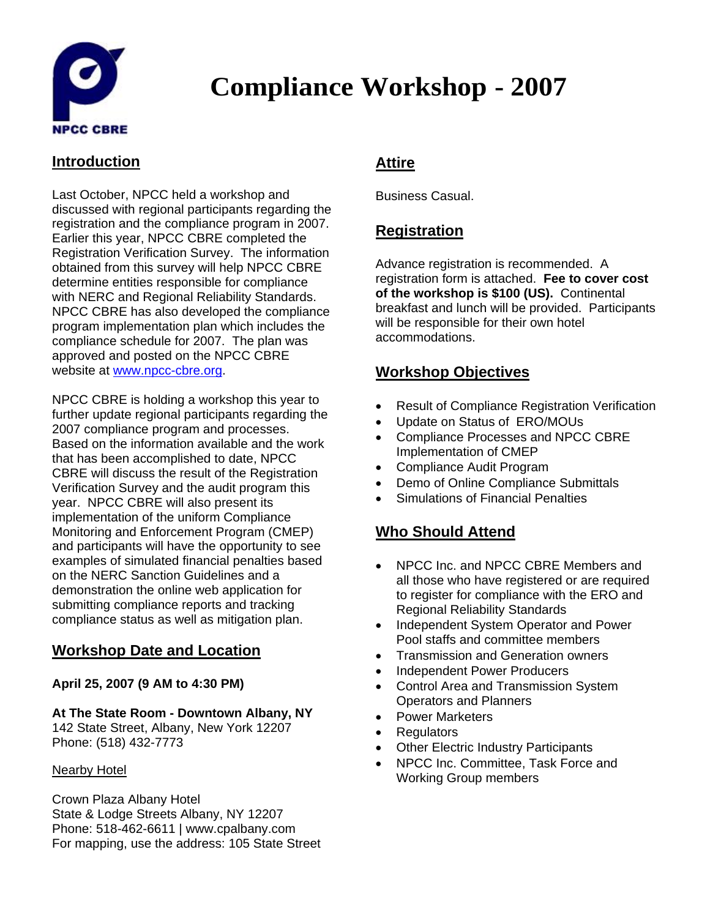NPCC CBRE

# Compliance Workshop - 2007

## Introduction

Last October, NPCC held a workshop and discussed with regional participants regarding the registration and the compliance program in 2007. Earlier this year, NPCC CBRE completed the Registration Verification Survey. The information obtained from this survey will help NPCC CBRE determine entities responsible for compliance with NERC and Regional Reliability Standards. NPCC CBRE has also developed the compliance program implementation plan which includes the compliance schedule for 2007. The plan was approved and posted on the NPCC CBRE website at www.npcc-cbre.org.

NPCC CBRE is holding a workshop this year to further update regional participants regarding the 2007 compliance program and processes. Based on the information available and the work that has been accomplished to date, NPCC CBRE will discuss the result of the Registration Verification Survey and the audit program this year. NPCC CBRE will also present its implementation of the uniform Compliance Monitoring and Enforcement Program (CMEP) and participants will have the opportunity to see examples of simulated financial penalties based on the NERC Sanction Guidelines and a demonstration the online web application for submitting compliance reports and tracking compliance status as well as mitigation plan.

## Workshop Date and Location

**April 25, 2007 (9 AM to 4:30 PM)**

**At The State Room - Downtown Albany, NY**
142 State Street, Albany, New York 12207
Phone: (518) 432-7773

Nearby Hotel

Crown Plaza Albany Hotel
State & Lodge Streets Albany, NY 12207
Phone: 518-462-6611 | www.cpalbany.com
For mapping, use the address: 105 State Street

## Attire

Business Casual.

## Registration

Advance registration is recommended. A registration form is attached. **Fee to cover cost of the workshop is $100 (US).** Continental breakfast and lunch will be provided. Participants will be responsible for their own hotel accommodations.

## Workshop Objectives

- Result of Compliance Registration Verification
- Update on Status of ERO/MOUs
- Compliance Processes and NPCC CBRE Implementation of CMEP
- Compliance Audit Program
- Demo of Online Compliance Submittals
- Simulations of Financial Penalties

## Who Should Attend

- NPCC Inc. and NPCC CBRE Members and all those who have registered or are required to register for compliance with the ERO and Regional Reliability Standards
- Independent System Operator and Power Pool staffs and committee members
- Transmission and Generation owners
- Independent Power Producers
- Control Area and Transmission System Operators and Planners
- Power Marketers
- Regulators
- Other Electric Industry Participants
- NPCC Inc. Committee, Task Force and Working Group members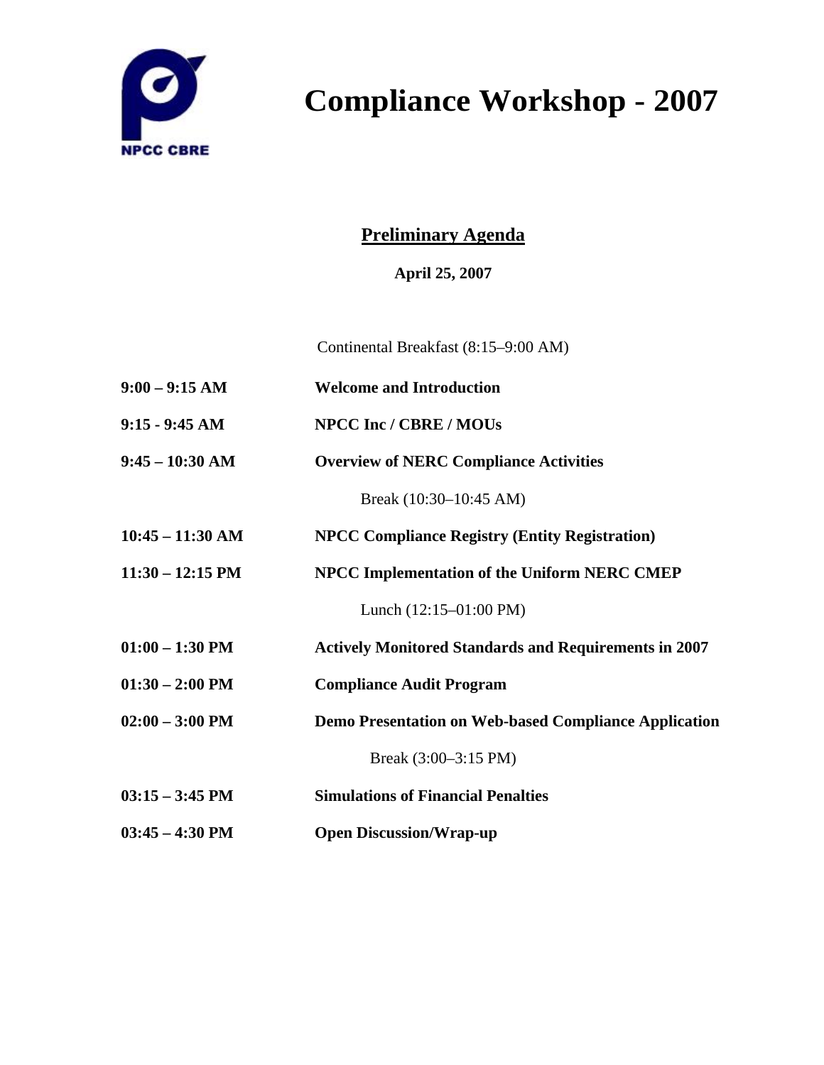NPCC CBRE

# Compliance Workshop - 2007

## Preliminary Agenda

**April 25, 2007**

Continental Breakfast (8:15–9:00 AM)

| | |
|---|---|
| **9:00 – 9:15 AM** | **Welcome and Introduction** |
| **9:15 - 9:45 AM** | **NPCC Inc / CBRE / MOUs** |
| **9:45 – 10:30 AM** | **Overview of NERC Compliance Activities** |
| | Break (10:30–10:45 AM) |
| **10:45 – 11:30 AM** | **NPCC Compliance Registry (Entity Registration)** |
| **11:30 – 12:15 PM** | **NPCC Implementation of the Uniform NERC CMEP** |
| | Lunch (12:15–01:00 PM) |
| **01:00 – 1:30 PM** | **Actively Monitored Standards and Requirements in 2007** |
| **01:30 – 2:00 PM** | **Compliance Audit Program** |
| **02:00 – 3:00 PM** | **Demo Presentation on Web-based Compliance Application** |
| | Break (3:00–3:15 PM) |
| **03:15 – 3:45 PM** | **Simulations of Financial Penalties** |
| **03:45 – 4:30 PM** | **Open Discussion/Wrap-up** |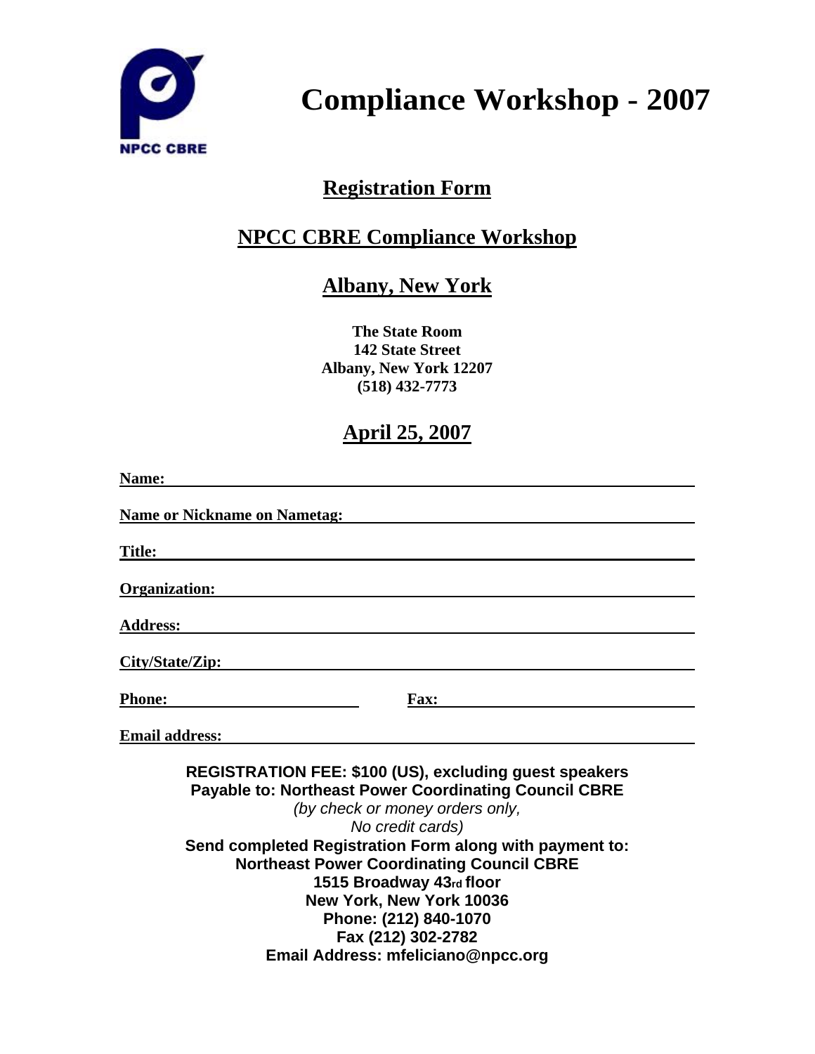NPCC CBRE

# Compliance Workshop - 2007

## Registration Form

## NPCC CBRE Compliance Workshop

## Albany, New York

**The State Room**
**142 State Street**
**Albany, New York 12207**
**(518) 432-7773**

## April 25, 2007

**Name:** ______________________________________________

**Name or Nickname on Nametag:** ______________________________

**Title:** ______________________________________________

**Organization:** ______________________________________

**Address:** ___________________________________________

**City/State/Zip:** _____________________________________

**Phone:** ____________________ **Fax:** ____________________

**Email address:** ______________________________________

**REGISTRATION FEE: $100 (US), excluding guest speakers**
**Payable to: Northeast Power Coordinating Council CBRE**
*(by check or money orders only,*
*No credit cards)*
**Send completed Registration Form along with payment to:**
**Northeast Power Coordinating Council CBRE**
**1515 Broadway 43rd floor**
**New York, New York 10036**
**Phone: (212) 840-1070**
**Fax (212) 302-2782**
**Email Address: mfeliciano@npcc.org**